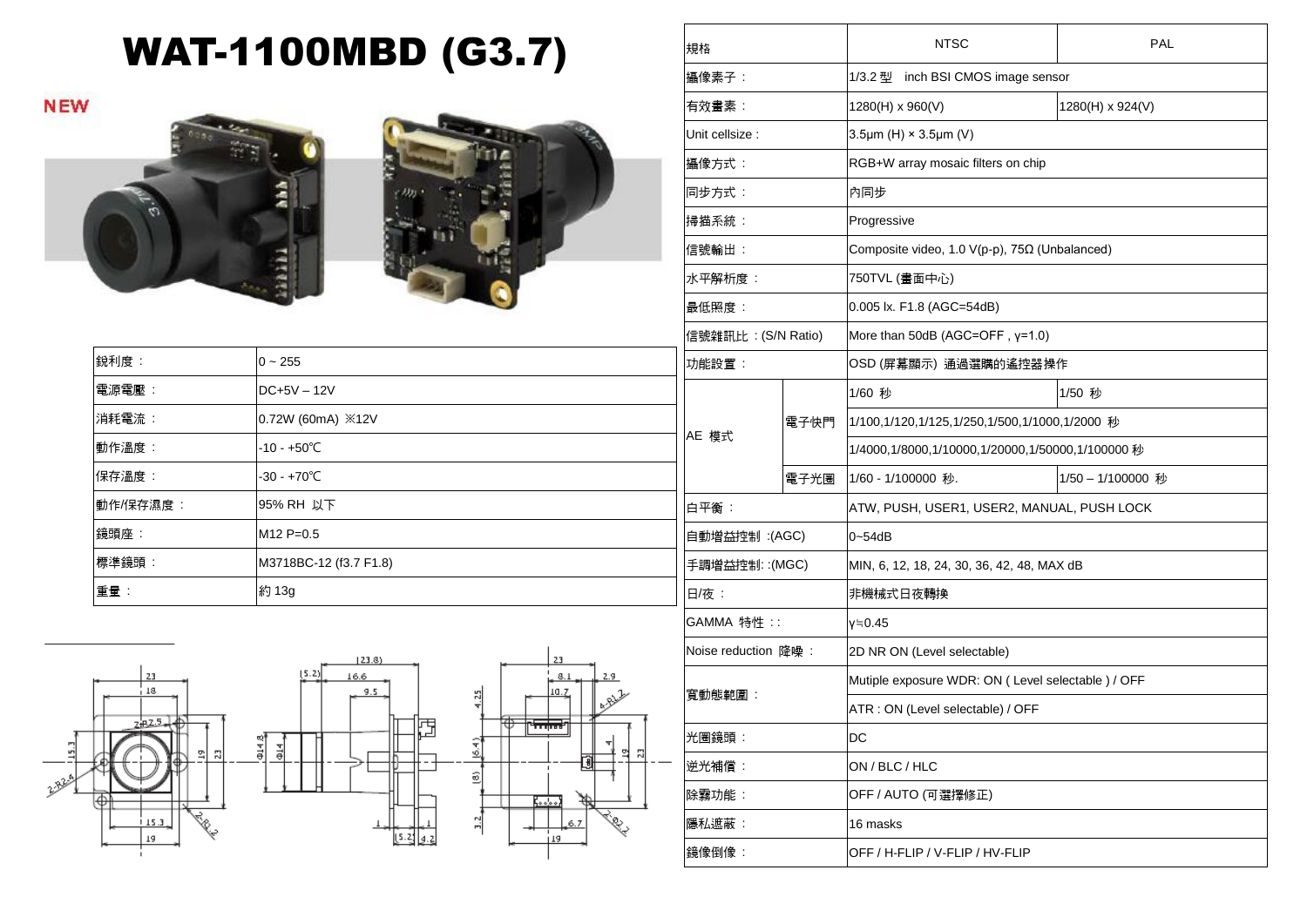# WAT-1100MBD (G3.7)

NEW

| 銳利度： | 0 ~ 255 |
|---|---|
| 電源電壓： | DC+5V – 12V |
| 消耗電流： | 0.72W (60mA) ※12V |
| 動作溫度： | -10 - +50℃ |
| 保存溫度： | -30 - +70℃ |
| 動作/保存濕度： | 95% RH 以下 |
| 鏡頭座： | M12 P=0.5 |
| 標準鏡頭： | M3718BC-12 (f3.7 F1.8) |
| 重量： | 約 13g |

| 規格 | | NTSC | PAL |
|---|---|---|---|
| 攝像素子： | | 1/3.2 型 inch BSI CMOS image sensor | |
| 有效畫素： | | 1280(H) x 960(V) | 1280(H) x 924(V) |
| Unit cellsize : | | 3.5μm (H) × 3.5μm (V) | |
| 攝像方式： | | RGB+W array mosaic filters on chip | |
| 同步方式： | | 內同步 | |
| 掃描系統： | | Progressive | |
| 信號輸出： | | Composite video, 1.0 V(p-p), 75Ω (Unbalanced) | |
| 水平解析度： | | 750TVL (畫面中心) | |
| 最低照度： | | 0.005 lx. F1.8 (AGC=54dB) | |
| 信號雜訊比：(S/N Ratio) | | More than 50dB (AGC=OFF , γ=1.0) | |
| 功能設置： | | OSD (屏幕顯示) 通過選購的遙控器操作 | |
| AE 模式 | 電子快門 | 1/60 秒 | 1/50 秒 |
| | | 1/100,1/120,1/125,1/250,1/500,1/1000,1/2000 秒 | |
| | | 1/4000,1/8000,1/10000,1/20000,1/50000,1/100000 秒 | |
| | 電子光圈 | 1/60 - 1/100000 秒. | 1/50 – 1/100000 秒 |
| 白平衡： | | ATW, PUSH, USER1, USER2, MANUAL, PUSH LOCK | |
| 自動增益控制 :(AGC) | | 0~54dB | |
| 手調增益控制: :(MGC) | | MIN, 6, 12, 18, 24, 30, 36, 42, 48, MAX dB | |
| 日/夜： | | 非機械式日夜轉換 | |
| GAMMA 特性 :: | | γ≒0.45 | |
| Noise reduction 降噪： | | 2D NR ON (Level selectable) | |
| 寬動態範圍： | | Mutiple exposure WDR: ON ( Level selectable ) / OFF | |
| | | ATR : ON (Level selectable) / OFF | |
| 光圈鏡頭： | | DC | |
| 逆光補償： | | ON / BLC / HLC | |
| 除霧功能： | | OFF / AUTO (可選擇修正) | |
| 隱私遮蔽： | | 16 masks | |
| 鏡像倒像： | | OFF / H-FLIP / V-FLIP / HV-FLIP | |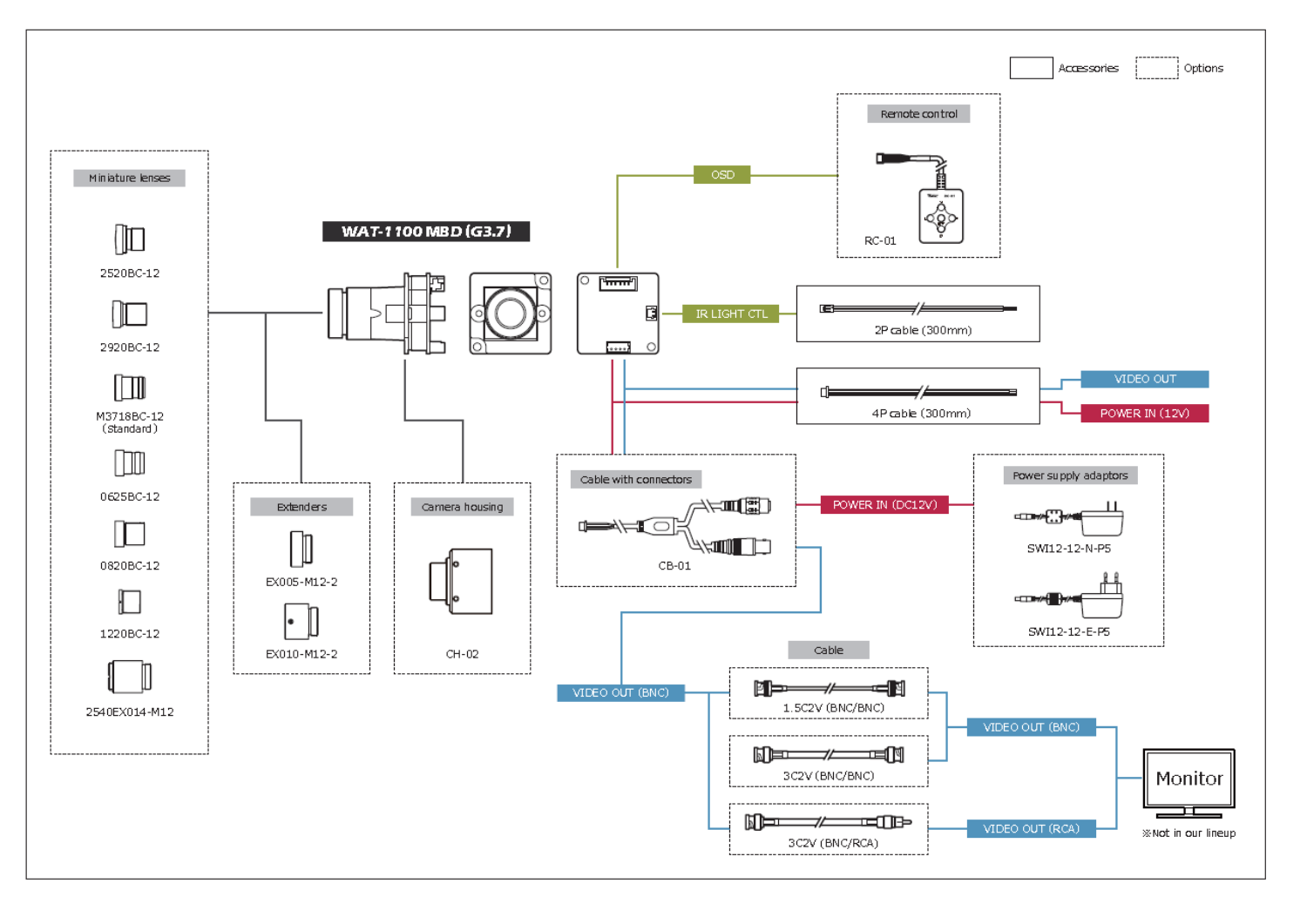Accessories
Options

Miniature lenses

2520BC-12

2920BC-12

M3718BC-12
(standard)

0625BC-12

0820BC-12

1220BC-12

2540EX014-M12

WAT-1100 MBD (G3.7)

Extenders

EX005-M12-2

EX010-M12-2

Camera housing

CH-02

OSD

Remote control

RC-01

IR LIGHT CTL

2P cable (300mm)

4P cable (300mm)

VIDEO OUT

POWER IN (12V)

Cable with connectors

CB-01

POWER IN (DC12V)

Power supply adaptors

SWI12-12-N-P5

SWI12-12-E-P5

Cable

VIDEO OUT (BNC)

1.5C2V (BNC/BNC)

3C2V (BNC/BNC)

3C2V (BNC/RCA)

VIDEO OUT (BNC)

VIDEO OUT (RCA)

Monitor

※Not in our lineup